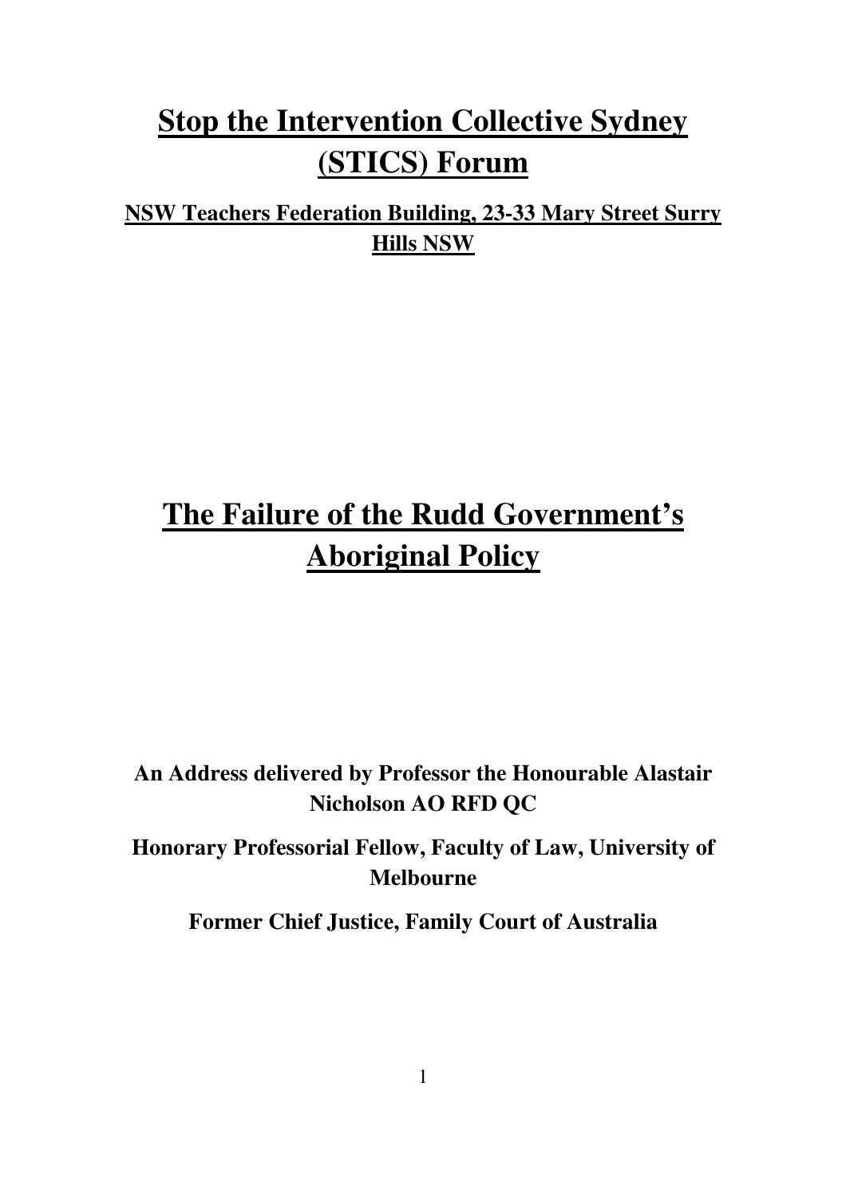# Stop the Intervention Collective Sydney (STICS) Forum

**NSW Teachers Federation Building, 23-33 Mary Street Surry Hills NSW**

# The Failure of the Rudd Government's Aboriginal Policy

**An Address delivered by Professor the Honourable Alastair Nicholson AO RFD QC**

**Honorary Professorial Fellow, Faculty of Law, University of Melbourne**

**Former Chief Justice, Family Court of Australia**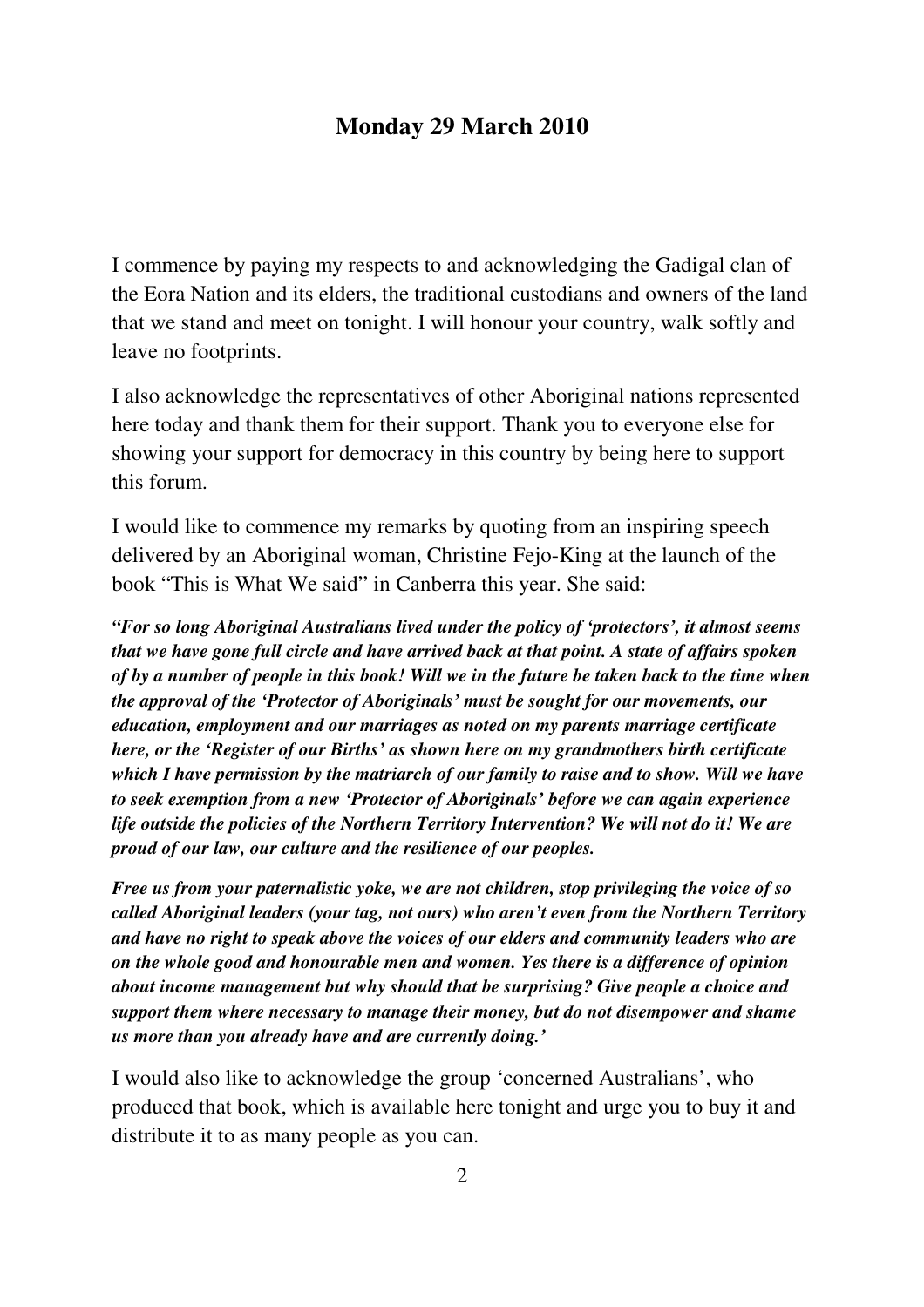## Monday 29 March 2010

I commence by paying my respects to and acknowledging the Gadigal clan of the Eora Nation and its elders, the traditional custodians and owners of the land that we stand and meet on tonight. I will honour your country, walk softly and leave no footprints.

I also acknowledge the representatives of other Aboriginal nations represented here today and thank them for their support. Thank you to everyone else for showing your support for democracy in this country by being here to support this forum.

I would like to commence my remarks by quoting from an inspiring speech delivered by an Aboriginal woman, Christine Fejo-King at the launch of the book "This is What We said" in Canberra this year. She said:

***"For so long Aboriginal Australians lived under the policy of 'protectors', it almost seems that we have gone full circle and have arrived back at that point. A state of affairs spoken of by a number of people in this book! Will we in the future be taken back to the time when the approval of the 'Protector of Aboriginals' must be sought for our movements, our education, employment and our marriages as noted on my parents marriage certificate here, or the 'Register of our Births' as shown here on my grandmothers birth certificate which I have permission by the matriarch of our family to raise and to show. Will we have to seek exemption from a new 'Protector of Aboriginals' before we can again experience life outside the policies of the Northern Territory Intervention? We will not do it! We are proud of our law, our culture and the resilience of our peoples.***

***Free us from your paternalistic yoke, we are not children, stop privileging the voice of so called Aboriginal leaders (your tag, not ours) who aren't even from the Northern Territory and have no right to speak above the voices of our elders and community leaders who are on the whole good and honourable men and women. Yes there is a difference of opinion about income management but why should that be surprising? Give people a choice and support them where necessary to manage their money, but do not disempower and shame us more than you already have and are currently doing.'***

I would also like to acknowledge the group 'concerned Australians', who produced that book, which is available here tonight and urge you to buy it and distribute it to as many people as you can.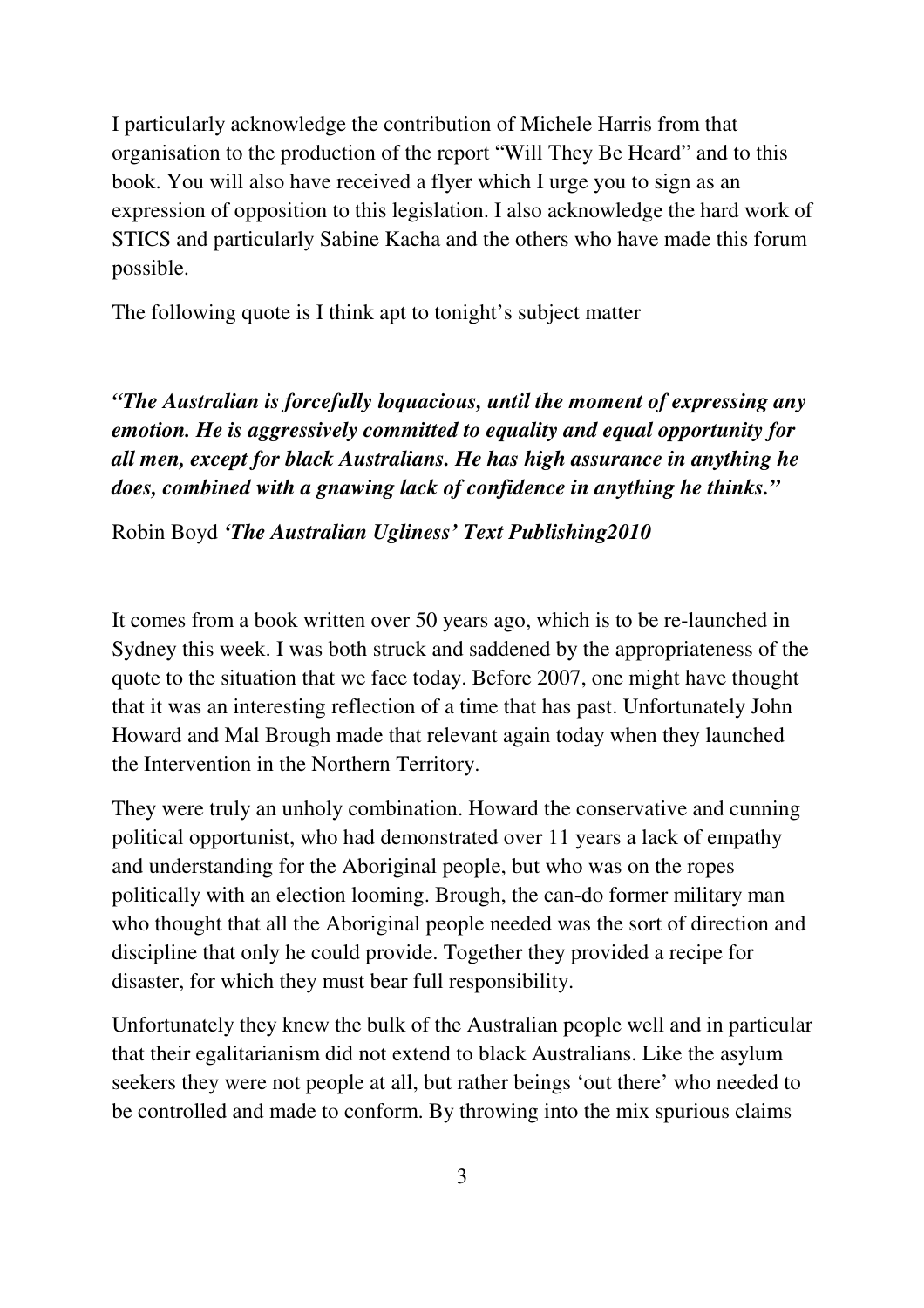I particularly acknowledge the contribution of Michele Harris from that organisation to the production of the report "Will They Be Heard" and to this book. You will also have received a flyer which I urge you to sign as an expression of opposition to this legislation. I also acknowledge the hard work of STICS and particularly Sabine Kacha and the others who have made this forum possible.

The following quote is I think apt to tonight's subject matter

***"The Australian is forcefully loquacious, until the moment of expressing any emotion. He is aggressively committed to equality and equal opportunity for all men, except for black Australians. He has high assurance in anything he does, combined with a gnawing lack of confidence in anything he thinks."***

Robin Boyd ***'The Australian Ugliness' Text Publishing2010***

It comes from a book written over 50 years ago, which is to be re-launched in Sydney this week. I was both struck and saddened by the appropriateness of the quote to the situation that we face today. Before 2007, one might have thought that it was an interesting reflection of a time that has past. Unfortunately John Howard and Mal Brough made that relevant again today when they launched the Intervention in the Northern Territory.

They were truly an unholy combination. Howard the conservative and cunning political opportunist, who had demonstrated over 11 years a lack of empathy and understanding for the Aboriginal people, but who was on the ropes politically with an election looming. Brough, the can-do former military man who thought that all the Aboriginal people needed was the sort of direction and discipline that only he could provide. Together they provided a recipe for disaster, for which they must bear full responsibility.

Unfortunately they knew the bulk of the Australian people well and in particular that their egalitarianism did not extend to black Australians. Like the asylum seekers they were not people at all, but rather beings 'out there' who needed to be controlled and made to conform. By throwing into the mix spurious claims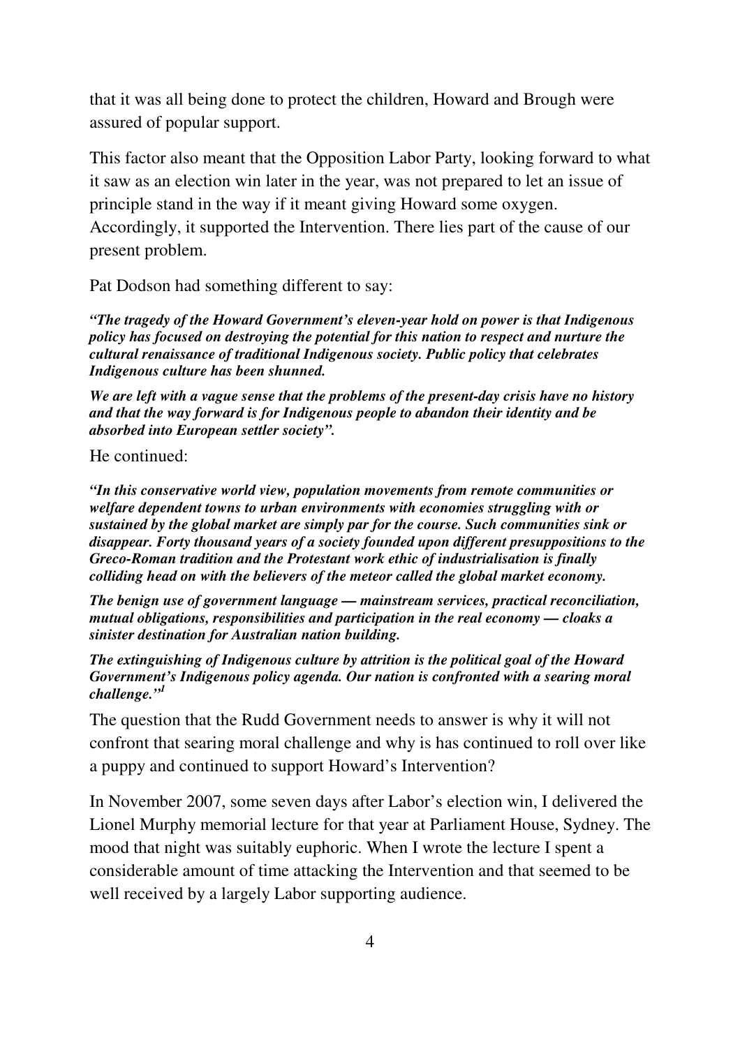that it was all being done to protect the children, Howard and Brough were assured of popular support.

This factor also meant that the Opposition Labor Party, looking forward to what it saw as an election win later in the year, was not prepared to let an issue of principle stand in the way if it meant giving Howard some oxygen. Accordingly, it supported the Intervention. There lies part of the cause of our present problem.

Pat Dodson had something different to say:

***"The tragedy of the Howard Government's eleven-year hold on power is that Indigenous policy has focused on destroying the potential for this nation to respect and nurture the cultural renaissance of traditional Indigenous society. Public policy that celebrates Indigenous culture has been shunned.***

***We are left with a vague sense that the problems of the present-day crisis have no history and that the way forward is for Indigenous people to abandon their identity and be absorbed into European settler society".***

He continued:

***"In this conservative world view, population movements from remote communities or welfare dependent towns to urban environments with economies struggling with or sustained by the global market are simply par for the course. Such communities sink or disappear. Forty thousand years of a society founded upon different presuppositions to the Greco-Roman tradition and the Protestant work ethic of industrialisation is finally colliding head on with the believers of the meteor called the global market economy.***

***The benign use of government language — mainstream services, practical reconciliation, mutual obligations, responsibilities and participation in the real economy — cloaks a sinister destination for Australian nation building.***

***The extinguishing of Indigenous culture by attrition is the political goal of the Howard Government's Indigenous policy agenda. Our nation is confronted with a searing moral challenge."[1]***

The question that the Rudd Government needs to answer is why it will not confront that searing moral challenge and why is has continued to roll over like a puppy and continued to support Howard's Intervention?

In November 2007, some seven days after Labor's election win, I delivered the Lionel Murphy memorial lecture for that year at Parliament House, Sydney. The mood that night was suitably euphoric. When I wrote the lecture I spent a considerable amount of time attacking the Intervention and that seemed to be well received by a largely Labor supporting audience.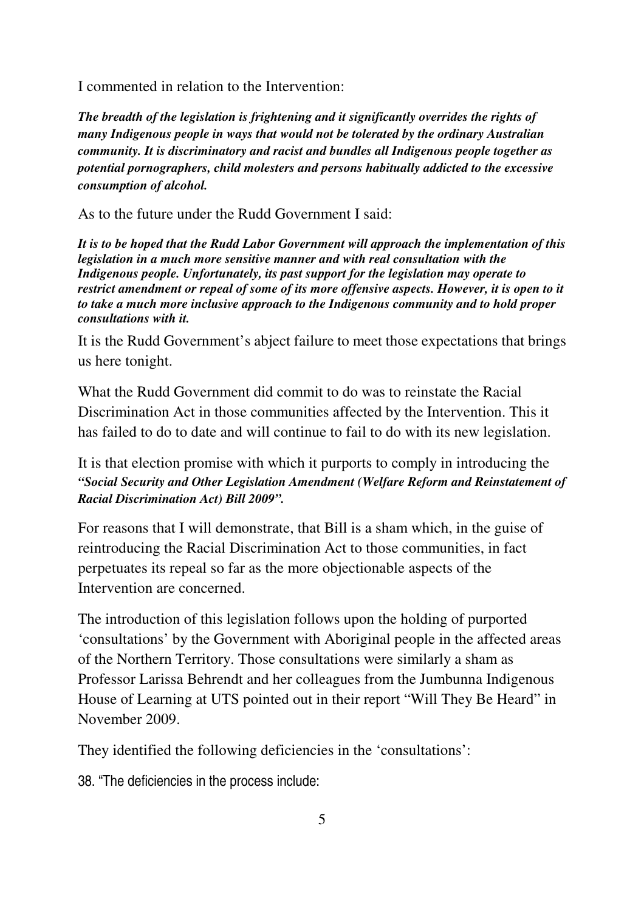I commented in relation to the Intervention:

***The breadth of the legislation is frightening and it significantly overrides the rights of many Indigenous people in ways that would not be tolerated by the ordinary Australian community. It is discriminatory and racist and bundles all Indigenous people together as potential pornographers, child molesters and persons habitually addicted to the excessive consumption of alcohol.***

As to the future under the Rudd Government I said:

***It is to be hoped that the Rudd Labor Government will approach the implementation of this legislation in a much more sensitive manner and with real consultation with the Indigenous people. Unfortunately, its past support for the legislation may operate to restrict amendment or repeal of some of its more offensive aspects. However, it is open to it to take a much more inclusive approach to the Indigenous community and to hold proper consultations with it.***

It is the Rudd Government's abject failure to meet those expectations that brings us here tonight.

What the Rudd Government did commit to do was to reinstate the Racial Discrimination Act in those communities affected by the Intervention. This it has failed to do to date and will continue to fail to do with its new legislation.

It is that election promise with which it purports to comply in introducing the ***"Social Security and Other Legislation Amendment (Welfare Reform and Reinstatement of Racial Discrimination Act) Bill 2009".***

For reasons that I will demonstrate, that Bill is a sham which, in the guise of reintroducing the Racial Discrimination Act to those communities, in fact perpetuates its repeal so far as the more objectionable aspects of the Intervention are concerned.

The introduction of this legislation follows upon the holding of purported 'consultations' by the Government with Aboriginal people in the affected areas of the Northern Territory. Those consultations were similarly a sham as Professor Larissa Behrendt and her colleagues from the Jumbunna Indigenous House of Learning at UTS pointed out in their report "Will They Be Heard" in November 2009.

They identified the following deficiencies in the 'consultations':

38. "The deficiencies in the process include: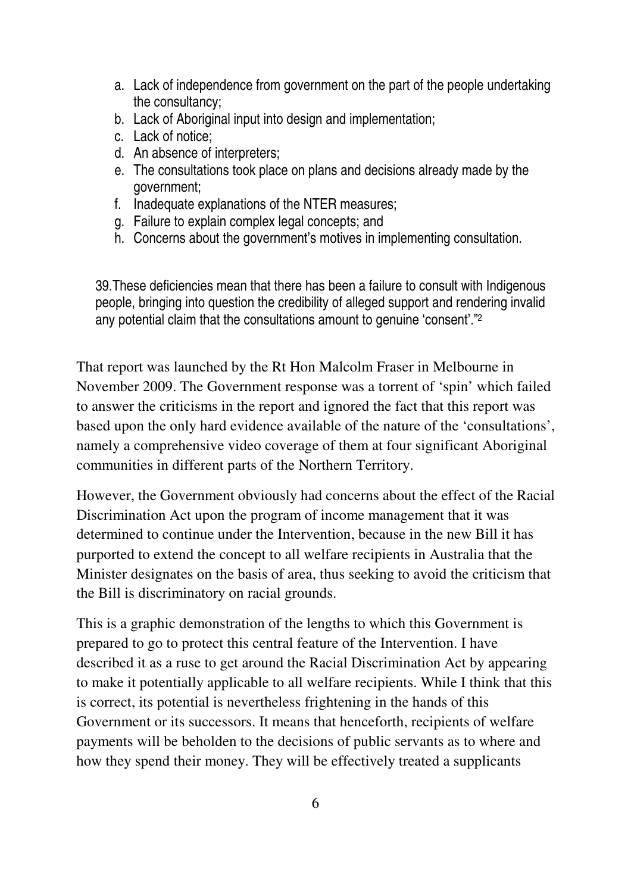a. Lack of independence from government on the part of the people undertaking the consultancy;
b. Lack of Aboriginal input into design and implementation;
c. Lack of notice;
d. An absence of interpreters;
e. The consultations took place on plans and decisions already made by the government;
f. Inadequate explanations of the NTER measures;
g. Failure to explain complex legal concepts; and
h. Concerns about the government's motives in implementing consultation.

39.These deficiencies mean that there has been a failure to consult with Indigenous people, bringing into question the credibility of alleged support and rendering invalid any potential claim that the consultations amount to genuine 'consent'."[2]

That report was launched by the Rt Hon Malcolm Fraser in Melbourne in November 2009. The Government response was a torrent of 'spin' which failed to answer the criticisms in the report and ignored the fact that this report was based upon the only hard evidence available of the nature of the 'consultations', namely a comprehensive video coverage of them at four significant Aboriginal communities in different parts of the Northern Territory.

However, the Government obviously had concerns about the effect of the Racial Discrimination Act upon the program of income management that it was determined to continue under the Intervention, because in the new Bill it has purported to extend the concept to all welfare recipients in Australia that the Minister designates on the basis of area, thus seeking to avoid the criticism that the Bill is discriminatory on racial grounds.

This is a graphic demonstration of the lengths to which this Government is prepared to go to protect this central feature of the Intervention. I have described it as a ruse to get around the Racial Discrimination Act by appearing to make it potentially applicable to all welfare recipients. While I think that this is correct, its potential is nevertheless frightening in the hands of this Government or its successors. It means that henceforth, recipients of welfare payments will be beholden to the decisions of public servants as to where and how they spend their money. They will be effectively treated a supplicants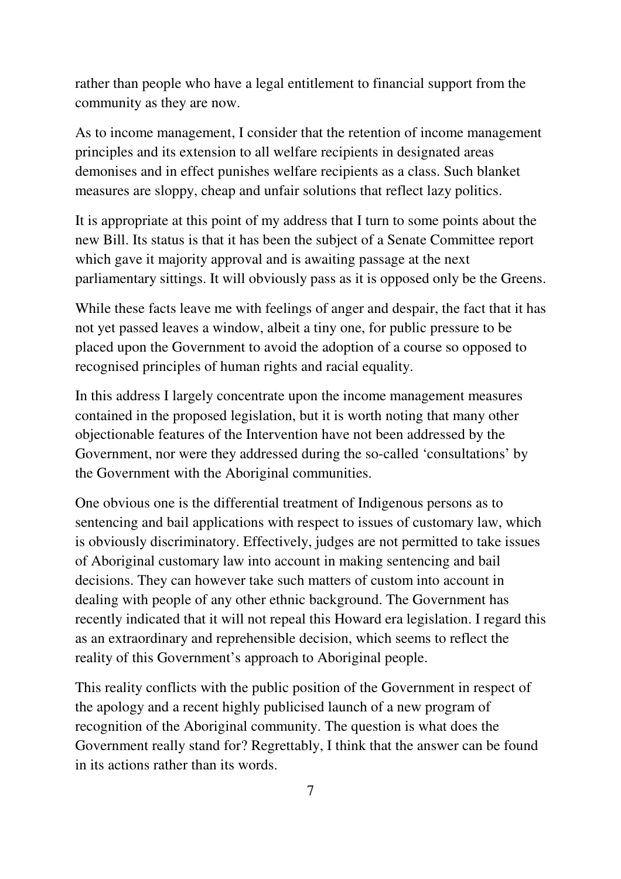rather than people who have a legal entitlement to financial support from the community as they are now.

As to income management, I consider that the retention of income management principles and its extension to all welfare recipients in designated areas demonises and in effect punishes welfare recipients as a class. Such blanket measures are sloppy, cheap and unfair solutions that reflect lazy politics.

It is appropriate at this point of my address that I turn to some points about the new Bill. Its status is that it has been the subject of a Senate Committee report which gave it majority approval and is awaiting passage at the next parliamentary sittings. It will obviously pass as it is opposed only be the Greens.

While these facts leave me with feelings of anger and despair, the fact that it has not yet passed leaves a window, albeit a tiny one, for public pressure to be placed upon the Government to avoid the adoption of a course so opposed to recognised principles of human rights and racial equality.

In this address I largely concentrate upon the income management measures contained in the proposed legislation, but it is worth noting that many other objectionable features of the Intervention have not been addressed by the Government, nor were they addressed during the so-called 'consultations' by the Government with the Aboriginal communities.

One obvious one is the differential treatment of Indigenous persons as to sentencing and bail applications with respect to issues of customary law, which is obviously discriminatory. Effectively, judges are not permitted to take issues of Aboriginal customary law into account in making sentencing and bail decisions. They can however take such matters of custom into account in dealing with people of any other ethnic background. The Government has recently indicated that it will not repeal this Howard era legislation. I regard this as an extraordinary and reprehensible decision, which seems to reflect the reality of this Government's approach to Aboriginal people.

This reality conflicts with the public position of the Government in respect of the apology and a recent highly publicised launch of a new program of recognition of the Aboriginal community. The question is what does the Government really stand for? Regrettably, I think that the answer can be found in its actions rather than its words.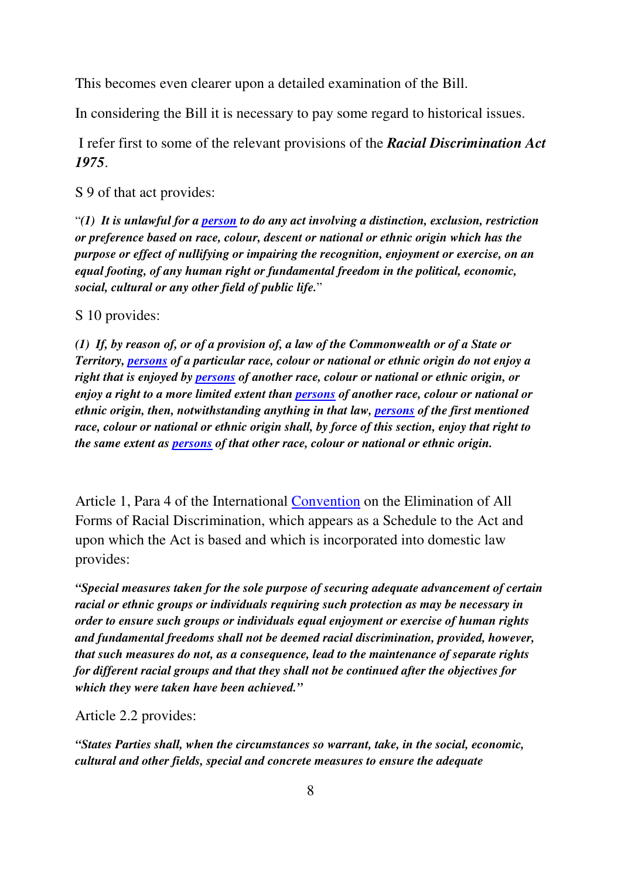This becomes even clearer upon a detailed examination of the Bill.

In considering the Bill it is necessary to pay some regard to historical issues.

I refer first to some of the relevant provisions of the ***Racial Discrimination Act 1975***.

S 9 of that act provides:

"***(1) It is unlawful for a person to do any act involving a distinction, exclusion, restriction or preference based on race, colour, descent or national or ethnic origin which has the purpose or effect of nullifying or impairing the recognition, enjoyment or exercise, on an equal footing, of any human right or fundamental freedom in the political, economic, social, cultural or any other field of public life.***"

S 10 provides:

***(1) If, by reason of, or of a provision of, a law of the Commonwealth or of a State or Territory, persons of a particular race, colour or national or ethnic origin do not enjoy a right that is enjoyed by persons of another race, colour or national or ethnic origin, or enjoy a right to a more limited extent than persons of another race, colour or national or ethnic origin, then, notwithstanding anything in that law, persons of the first mentioned race, colour or national or ethnic origin shall, by force of this section, enjoy that right to the same extent as persons of that other race, colour or national or ethnic origin.***

Article 1, Para 4 of the International Convention on the Elimination of All Forms of Racial Discrimination, which appears as a Schedule to the Act and upon which the Act is based and which is incorporated into domestic law provides:

***"Special measures taken for the sole purpose of securing adequate advancement of certain racial or ethnic groups or individuals requiring such protection as may be necessary in order to ensure such groups or individuals equal enjoyment or exercise of human rights and fundamental freedoms shall not be deemed racial discrimination, provided, however, that such measures do not, as a consequence, lead to the maintenance of separate rights for different racial groups and that they shall not be continued after the objectives for which they were taken have been achieved."***

Article 2.2 provides:

***"States Parties shall, when the circumstances so warrant, take, in the social, economic, cultural and other fields, special and concrete measures to ensure the adequate***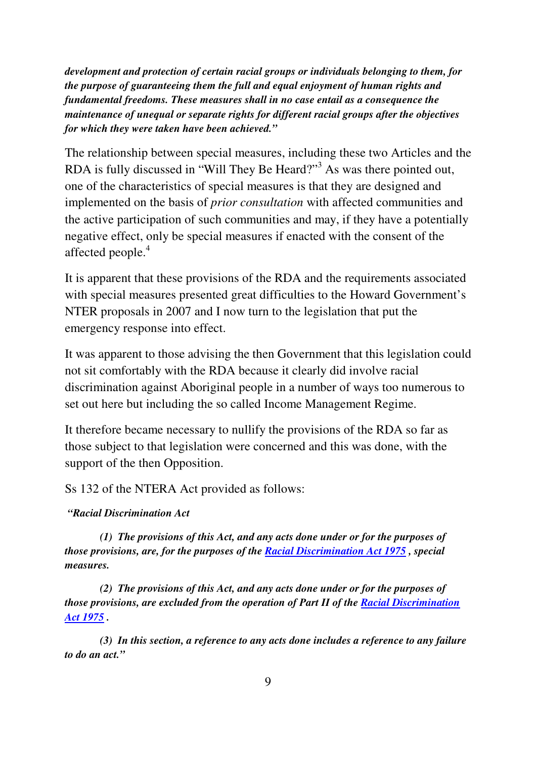***development and protection of certain racial groups or individuals belonging to them, for the purpose of guaranteeing them the full and equal enjoyment of human rights and fundamental freedoms. These measures shall in no case entail as a consequence the maintenance of unequal or separate rights for different racial groups after the objectives for which they were taken have been achieved."***

The relationship between special measures, including these two Articles and the RDA is fully discussed in "Will They Be Heard?"[3] As was there pointed out, one of the characteristics of special measures is that they are designed and implemented on the basis of *prior consultation* with affected communities and the active participation of such communities and may, if they have a potentially negative effect, only be special measures if enacted with the consent of the affected people.[4]

It is apparent that these provisions of the RDA and the requirements associated with special measures presented great difficulties to the Howard Government's NTER proposals in 2007 and I now turn to the legislation that put the emergency response into effect.

It was apparent to those advising the then Government that this legislation could not sit comfortably with the RDA because it clearly did involve racial discrimination against Aboriginal people in a number of ways too numerous to set out here but including the so called Income Management Regime.

It therefore became necessary to nullify the provisions of the RDA so far as those subject to that legislation were concerned and this was done, with the support of the then Opposition.

Ss 132 of the NTERA Act provided as follows:

***"Racial Discrimination Act***

***(1) The provisions of this Act, and any acts done under or for the purposes of those provisions, are, for the purposes of the Racial Discrimination Act 1975 , special measures.***

***(2) The provisions of this Act, and any acts done under or for the purposes of those provisions, are excluded from the operation of Part II of the Racial Discrimination Act 1975 .***

***(3) In this section, a reference to any acts done includes a reference to any failure to do an act."***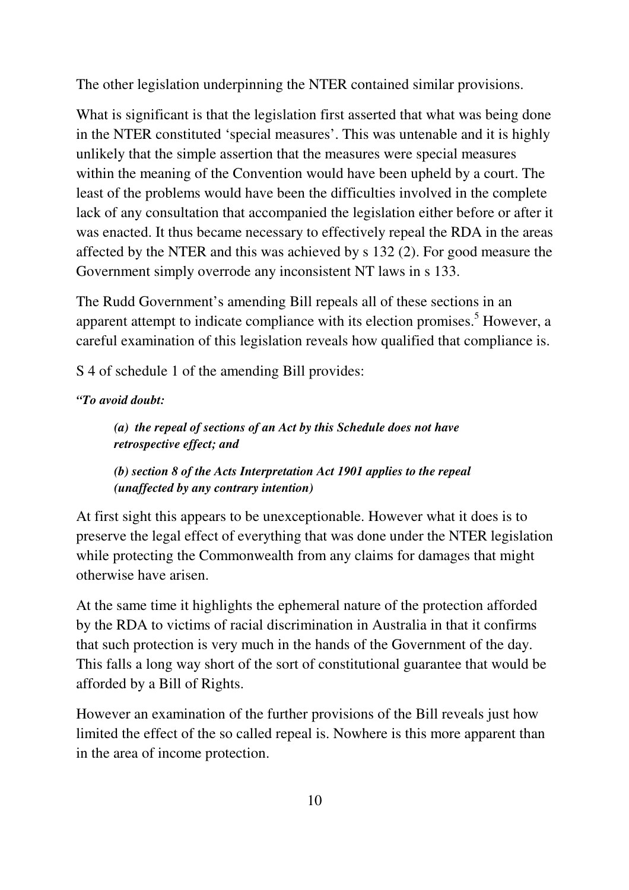The other legislation underpinning the NTER contained similar provisions.

What is significant is that the legislation first asserted that what was being done in the NTER constituted 'special measures'. This was untenable and it is highly unlikely that the simple assertion that the measures were special measures within the meaning of the Convention would have been upheld by a court. The least of the problems would have been the difficulties involved in the complete lack of any consultation that accompanied the legislation either before or after it was enacted. It thus became necessary to effectively repeal the RDA in the areas affected by the NTER and this was achieved by s 132 (2). For good measure the Government simply overrode any inconsistent NT laws in s 133.

The Rudd Government's amending Bill repeals all of these sections in an apparent attempt to indicate compliance with its election promises.[5] However, a careful examination of this legislation reveals how qualified that compliance is.

S 4 of schedule 1 of the amending Bill provides:

***"To avoid doubt:***

> ***(a) the repeal of sections of an Act by this Schedule does not have retrospective effect; and***
>
> ***(b) section 8 of the Acts Interpretation Act 1901 applies to the repeal (unaffected by any contrary intention)***

At first sight this appears to be unexceptionable. However what it does is to preserve the legal effect of everything that was done under the NTER legislation while protecting the Commonwealth from any claims for damages that might otherwise have arisen.

At the same time it highlights the ephemeral nature of the protection afforded by the RDA to victims of racial discrimination in Australia in that it confirms that such protection is very much in the hands of the Government of the day. This falls a long way short of the sort of constitutional guarantee that would be afforded by a Bill of Rights.

However an examination of the further provisions of the Bill reveals just how limited the effect of the so called repeal is. Nowhere is this more apparent than in the area of income protection.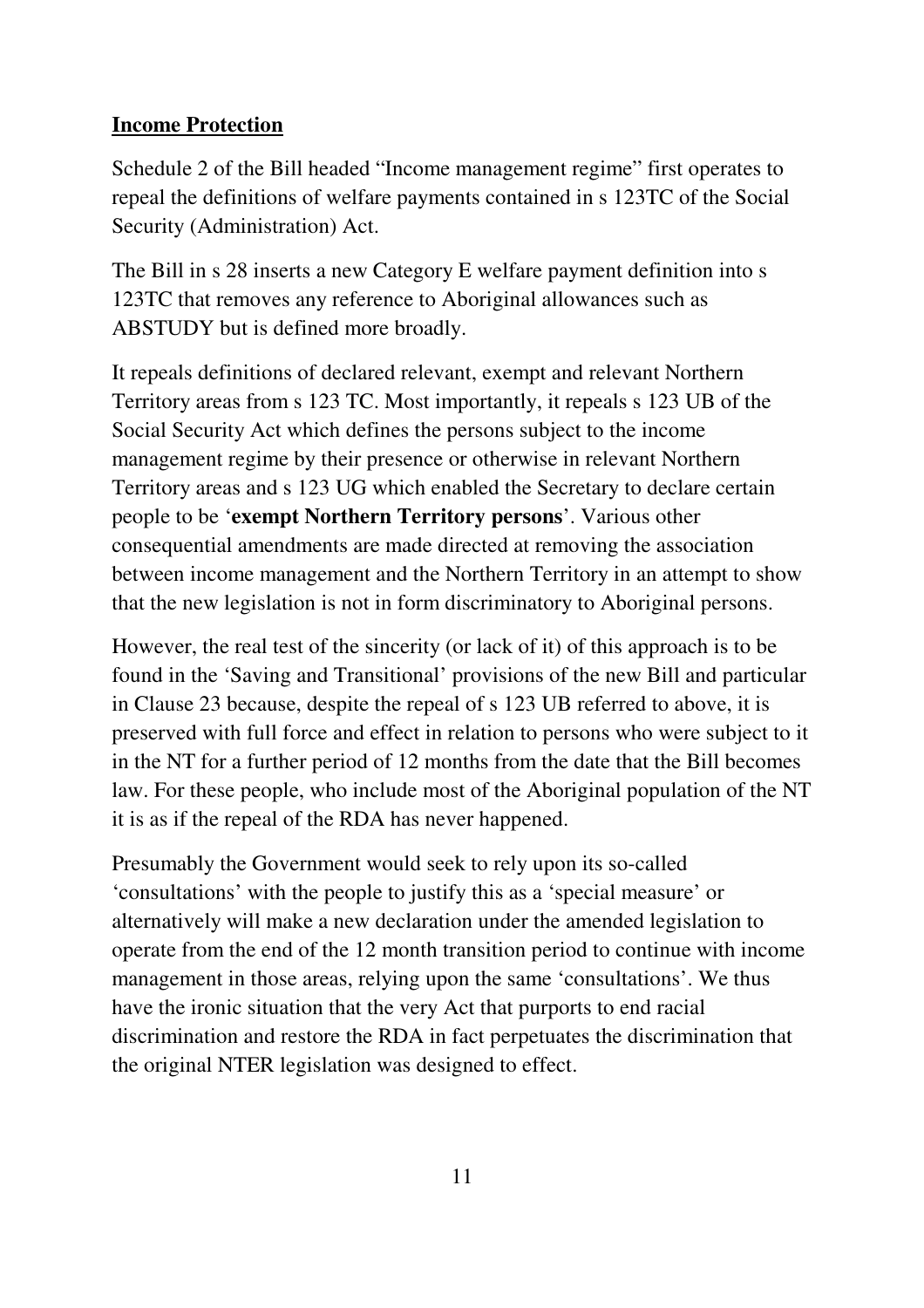**Income Protection**

Schedule 2 of the Bill headed "Income management regime" first operates to repeal the definitions of welfare payments contained in s 123TC of the Social Security (Administration) Act.

The Bill in s 28 inserts a new Category E welfare payment definition into s 123TC that removes any reference to Aboriginal allowances such as ABSTUDY but is defined more broadly.

It repeals definitions of declared relevant, exempt and relevant Northern Territory areas from s 123 TC. Most importantly, it repeals s 123 UB of the Social Security Act which defines the persons subject to the income management regime by their presence or otherwise in relevant Northern Territory areas and s 123 UG which enabled the Secretary to declare certain people to be '**exempt Northern Territory persons**'. Various other consequential amendments are made directed at removing the association between income management and the Northern Territory in an attempt to show that the new legislation is not in form discriminatory to Aboriginal persons.

However, the real test of the sincerity (or lack of it) of this approach is to be found in the 'Saving and Transitional' provisions of the new Bill and particular in Clause 23 because, despite the repeal of s 123 UB referred to above, it is preserved with full force and effect in relation to persons who were subject to it in the NT for a further period of 12 months from the date that the Bill becomes law. For these people, who include most of the Aboriginal population of the NT it is as if the repeal of the RDA has never happened.

Presumably the Government would seek to rely upon its so-called 'consultations' with the people to justify this as a 'special measure' or alternatively will make a new declaration under the amended legislation to operate from the end of the 12 month transition period to continue with income management in those areas, relying upon the same 'consultations'. We thus have the ironic situation that the very Act that purports to end racial discrimination and restore the RDA in fact perpetuates the discrimination that the original NTER legislation was designed to effect.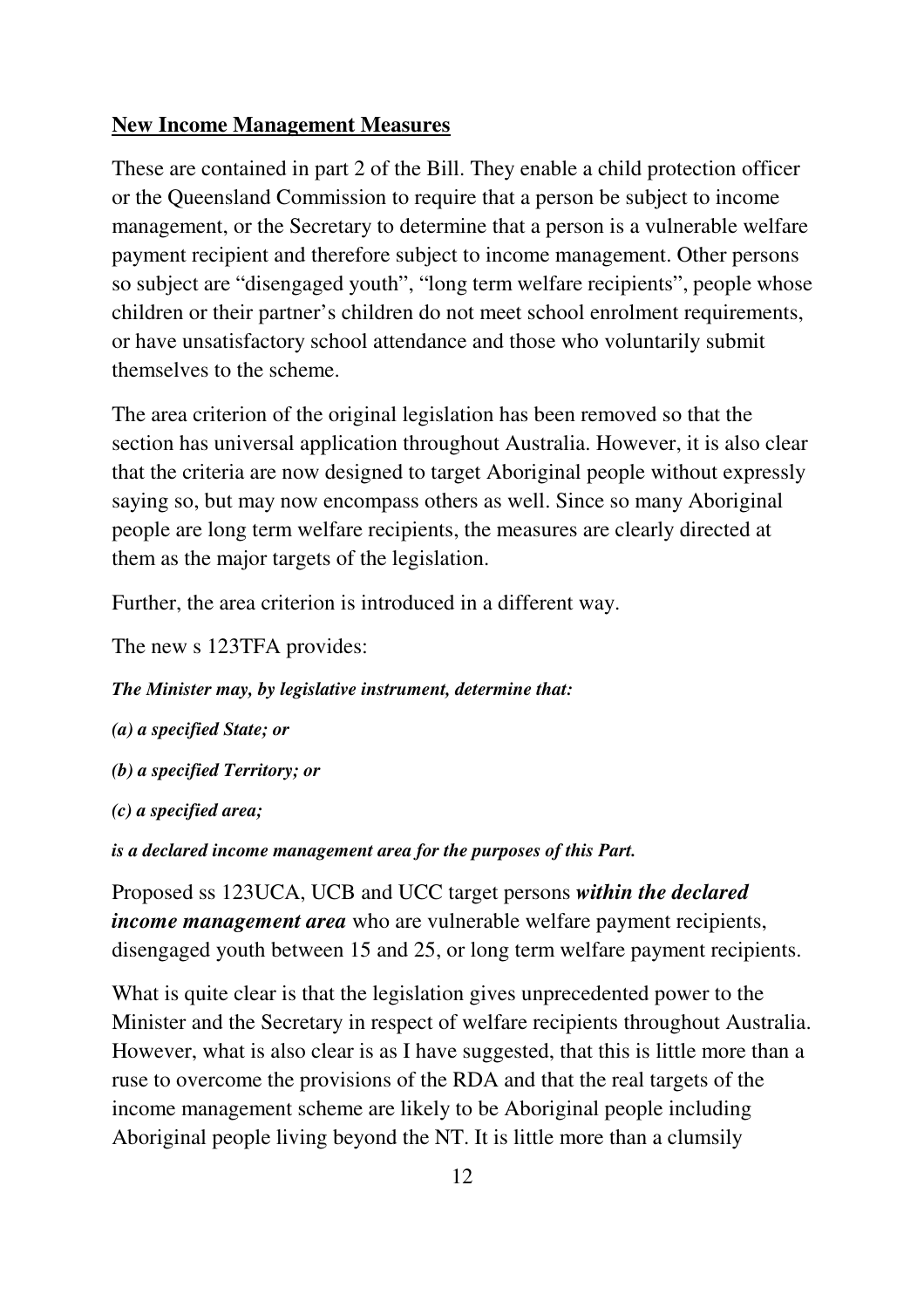**New Income Management Measures**

These are contained in part 2 of the Bill. They enable a child protection officer or the Queensland Commission to require that a person be subject to income management, or the Secretary to determine that a person is a vulnerable welfare payment recipient and therefore subject to income management. Other persons so subject are "disengaged youth", "long term welfare recipients", people whose children or their partner's children do not meet school enrolment requirements, or have unsatisfactory school attendance and those who voluntarily submit themselves to the scheme.

The area criterion of the original legislation has been removed so that the section has universal application throughout Australia. However, it is also clear that the criteria are now designed to target Aboriginal people without expressly saying so, but may now encompass others as well. Since so many Aboriginal people are long term welfare recipients, the measures are clearly directed at them as the major targets of the legislation.

Further, the area criterion is introduced in a different way.

The new s 123TFA provides:

***The Minister may, by legislative instrument, determine that:***

***(a) a specified State; or***

***(b) a specified Territory; or***

***(c) a specified area;***

***is a declared income management area for the purposes of this Part.***

Proposed ss 123UCA, UCB and UCC target persons ***within the declared income management area*** who are vulnerable welfare payment recipients, disengaged youth between 15 and 25, or long term welfare payment recipients.

What is quite clear is that the legislation gives unprecedented power to the Minister and the Secretary in respect of welfare recipients throughout Australia. However, what is also clear is as I have suggested, that this is little more than a ruse to overcome the provisions of the RDA and that the real targets of the income management scheme are likely to be Aboriginal people including Aboriginal people living beyond the NT. It is little more than a clumsily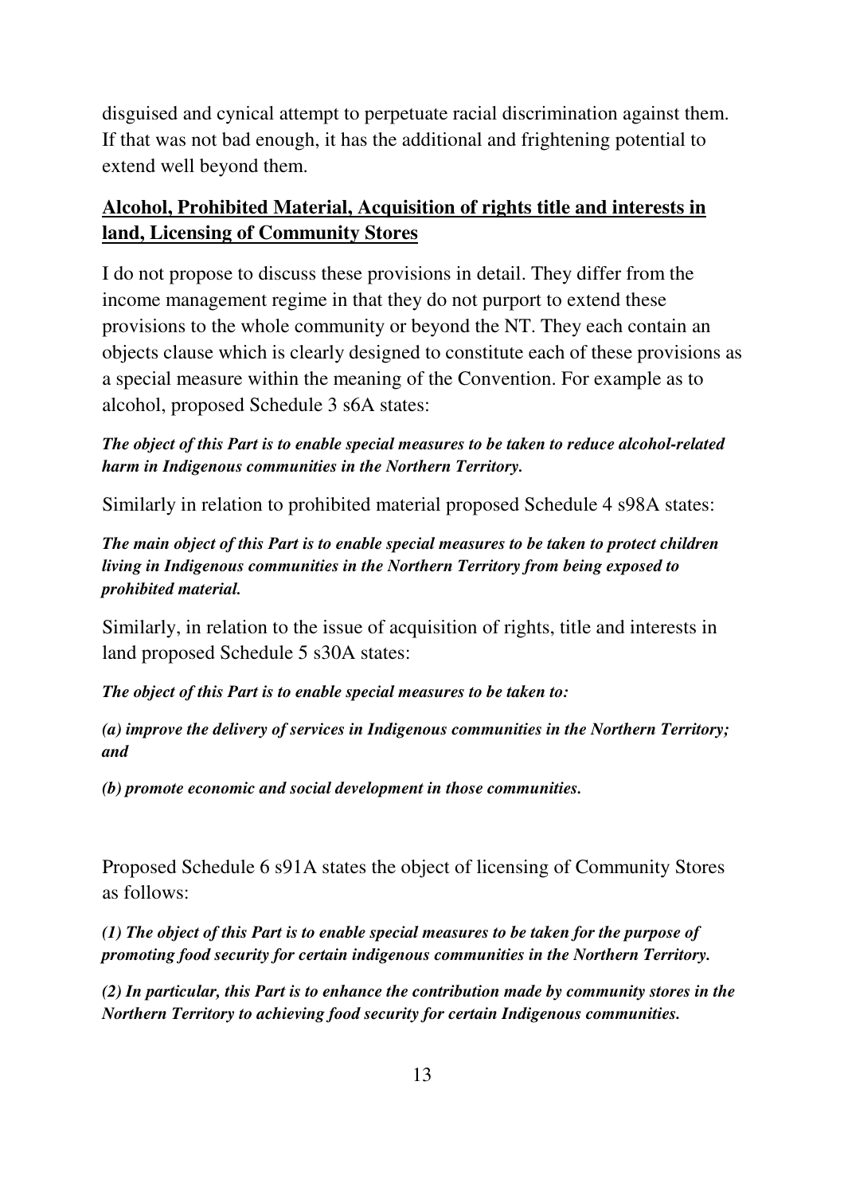disguised and cynical attempt to perpetuate racial discrimination against them. If that was not bad enough, it has the additional and frightening potential to extend well beyond them.

## **Alcohol, Prohibited Material, Acquisition of rights title and interests in land, Licensing of Community Stores**

I do not propose to discuss these provisions in detail. They differ from the income management regime in that they do not purport to extend these provisions to the whole community or beyond the NT. They each contain an objects clause which is clearly designed to constitute each of these provisions as a special measure within the meaning of the Convention. For example as to alcohol, proposed Schedule 3 s6A states:

***The object of this Part is to enable special measures to be taken to reduce alcohol-related harm in Indigenous communities in the Northern Territory.***

Similarly in relation to prohibited material proposed Schedule 4 s98A states:

***The main object of this Part is to enable special measures to be taken to protect children living in Indigenous communities in the Northern Territory from being exposed to prohibited material.***

Similarly, in relation to the issue of acquisition of rights, title and interests in land proposed Schedule 5 s30A states:

***The object of this Part is to enable special measures to be taken to:***

***(a) improve the delivery of services in Indigenous communities in the Northern Territory; and***

***(b) promote economic and social development in those communities.***

Proposed Schedule 6 s91A states the object of licensing of Community Stores as follows:

***(1) The object of this Part is to enable special measures to be taken for the purpose of promoting food security for certain indigenous communities in the Northern Territory.***

***(2) In particular, this Part is to enhance the contribution made by community stores in the Northern Territory to achieving food security for certain Indigenous communities.***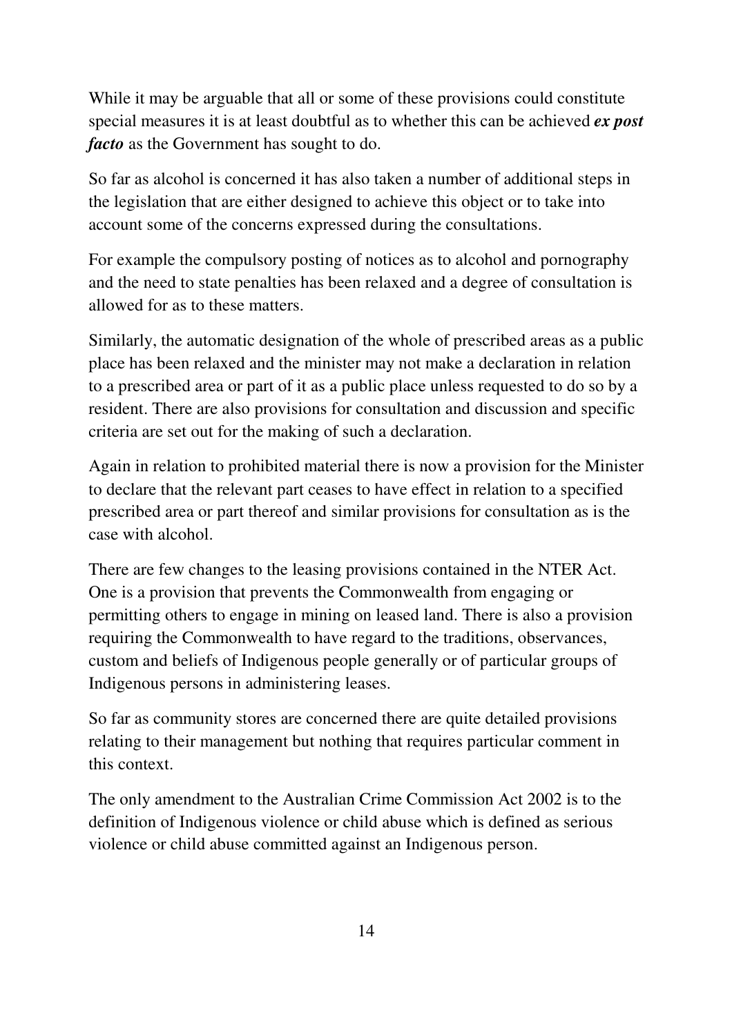While it may be arguable that all or some of these provisions could constitute special measures it is at least doubtful as to whether this can be achieved ***ex post facto*** as the Government has sought to do.

So far as alcohol is concerned it has also taken a number of additional steps in the legislation that are either designed to achieve this object or to take into account some of the concerns expressed during the consultations.

For example the compulsory posting of notices as to alcohol and pornography and the need to state penalties has been relaxed and a degree of consultation is allowed for as to these matters.

Similarly, the automatic designation of the whole of prescribed areas as a public place has been relaxed and the minister may not make a declaration in relation to a prescribed area or part of it as a public place unless requested to do so by a resident. There are also provisions for consultation and discussion and specific criteria are set out for the making of such a declaration.

Again in relation to prohibited material there is now a provision for the Minister to declare that the relevant part ceases to have effect in relation to a specified prescribed area or part thereof and similar provisions for consultation as is the case with alcohol.

There are few changes to the leasing provisions contained in the NTER Act. One is a provision that prevents the Commonwealth from engaging or permitting others to engage in mining on leased land. There is also a provision requiring the Commonwealth to have regard to the traditions, observances, custom and beliefs of Indigenous people generally or of particular groups of Indigenous persons in administering leases.

So far as community stores are concerned there are quite detailed provisions relating to their management but nothing that requires particular comment in this context.

The only amendment to the Australian Crime Commission Act 2002 is to the definition of Indigenous violence or child abuse which is defined as serious violence or child abuse committed against an Indigenous person.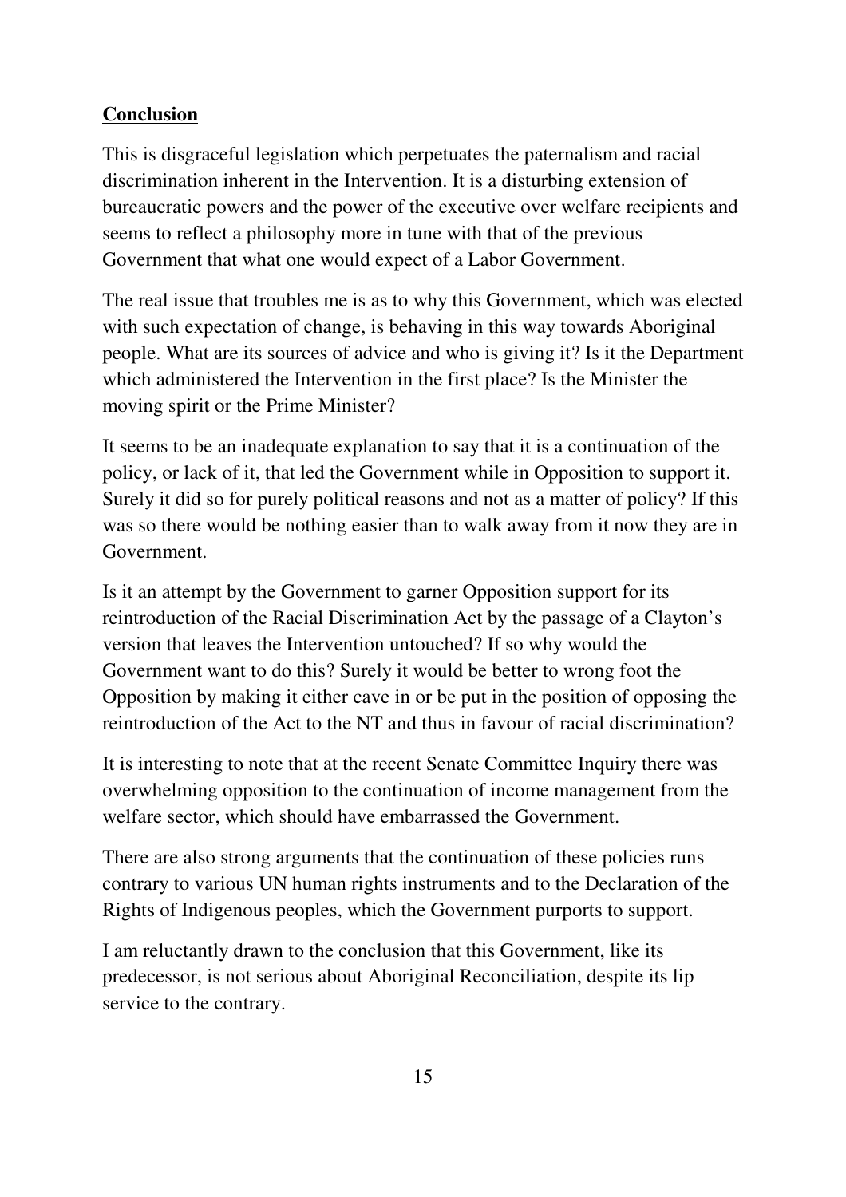**Conclusion**

This is disgraceful legislation which perpetuates the paternalism and racial discrimination inherent in the Intervention. It is a disturbing extension of bureaucratic powers and the power of the executive over welfare recipients and seems to reflect a philosophy more in tune with that of the previous Government that what one would expect of a Labor Government.

The real issue that troubles me is as to why this Government, which was elected with such expectation of change, is behaving in this way towards Aboriginal people. What are its sources of advice and who is giving it? Is it the Department which administered the Intervention in the first place? Is the Minister the moving spirit or the Prime Minister?

It seems to be an inadequate explanation to say that it is a continuation of the policy, or lack of it, that led the Government while in Opposition to support it. Surely it did so for purely political reasons and not as a matter of policy? If this was so there would be nothing easier than to walk away from it now they are in Government.

Is it an attempt by the Government to garner Opposition support for its reintroduction of the Racial Discrimination Act by the passage of a Clayton's version that leaves the Intervention untouched? If so why would the Government want to do this? Surely it would be better to wrong foot the Opposition by making it either cave in or be put in the position of opposing the reintroduction of the Act to the NT and thus in favour of racial discrimination?

It is interesting to note that at the recent Senate Committee Inquiry there was overwhelming opposition to the continuation of income management from the welfare sector, which should have embarrassed the Government.

There are also strong arguments that the continuation of these policies runs contrary to various UN human rights instruments and to the Declaration of the Rights of Indigenous peoples, which the Government purports to support.

I am reluctantly drawn to the conclusion that this Government, like its predecessor, is not serious about Aboriginal Reconciliation, despite its lip service to the contrary.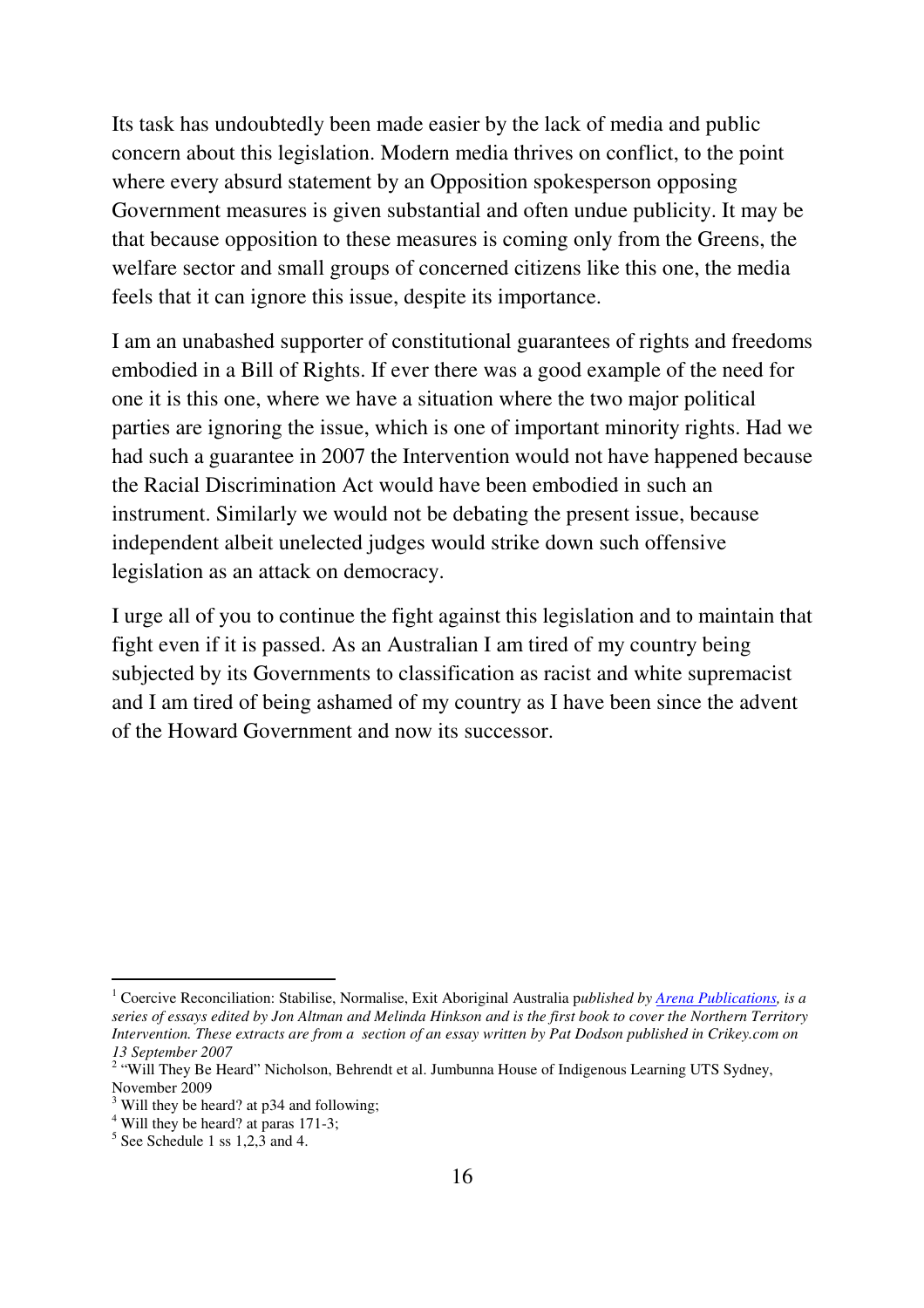Its task has undoubtedly been made easier by the lack of media and public concern about this legislation. Modern media thrives on conflict, to the point where every absurd statement by an Opposition spokesperson opposing Government measures is given substantial and often undue publicity. It may be that because opposition to these measures is coming only from the Greens, the welfare sector and small groups of concerned citizens like this one, the media feels that it can ignore this issue, despite its importance.

I am an unabashed supporter of constitutional guarantees of rights and freedoms embodied in a Bill of Rights. If ever there was a good example of the need for one it is this one, where we have a situation where the two major political parties are ignoring the issue, which is one of important minority rights. Had we had such a guarantee in 2007 the Intervention would not have happened because the Racial Discrimination Act would have been embodied in such an instrument. Similarly we would not be debating the present issue, because independent albeit unelected judges would strike down such offensive legislation as an attack on democracy.

I urge all of you to continue the fight against this legislation and to maintain that fight even if it is passed. As an Australian I am tired of my country being subjected by its Governments to classification as racist and white supremacist and I am tired of being ashamed of my country as I have been since the advent of the Howard Government and now its successor.

---

[1] Coercive Reconciliation: Stabilise, Normalise, Exit Aboriginal Australia p*ublished by [Arena Publications](), is a series of essays edited by Jon Altman and Melinda Hinkson and is the first book to cover the Northern Territory Intervention. These extracts are from a section of an essay written by Pat Dodson published in Crikey.com on 13 September 2007*

[2] "Will They Be Heard" Nicholson, Behrendt et al. Jumbunna House of Indigenous Learning UTS Sydney, November 2009

[3] Will they be heard? at p34 and following;

[4] Will they be heard? at paras 171-3;

[5] See Schedule 1 ss 1,2,3 and 4.